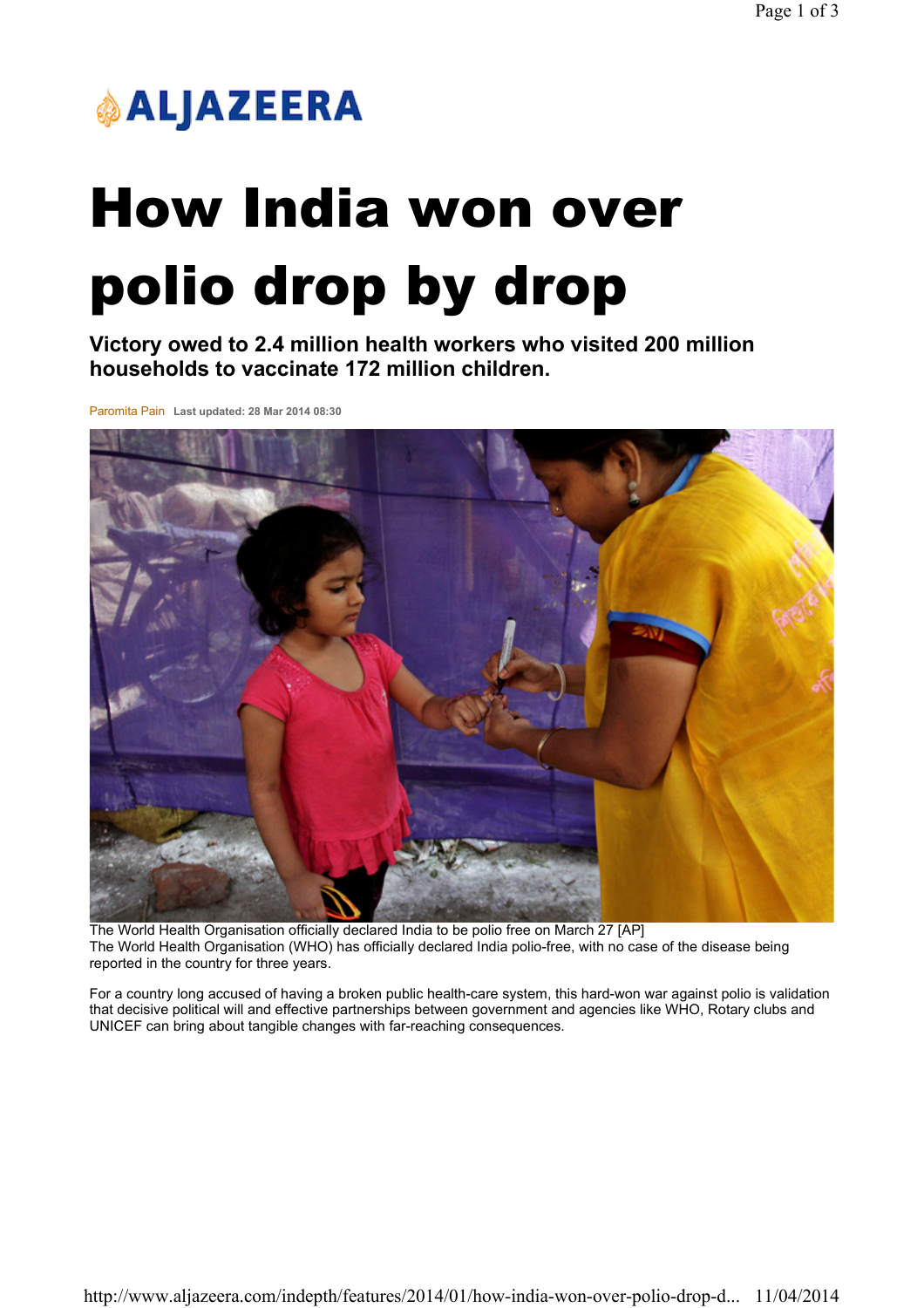ALJAZEERA

# How India won over polio drop by drop

## Victory owed to 2.4 million health workers who visited 200 million households to vaccinate 172 million children.

Paromita Pain Last updated: 28 Mar 2014 08:30

The World Health Organisation officially declared India to be polio free on March 27 [AP]

The World Health Organisation (WHO) has officially declared India polio-free, with no case of the disease being reported in the country for three years.

For a country long accused of having a broken public health-care system, this hard-won war against polio is validation that decisive political will and effective partnerships between government and agencies like WHO, Rotary clubs and UNICEF can bring about tangible changes with far-reaching consequences.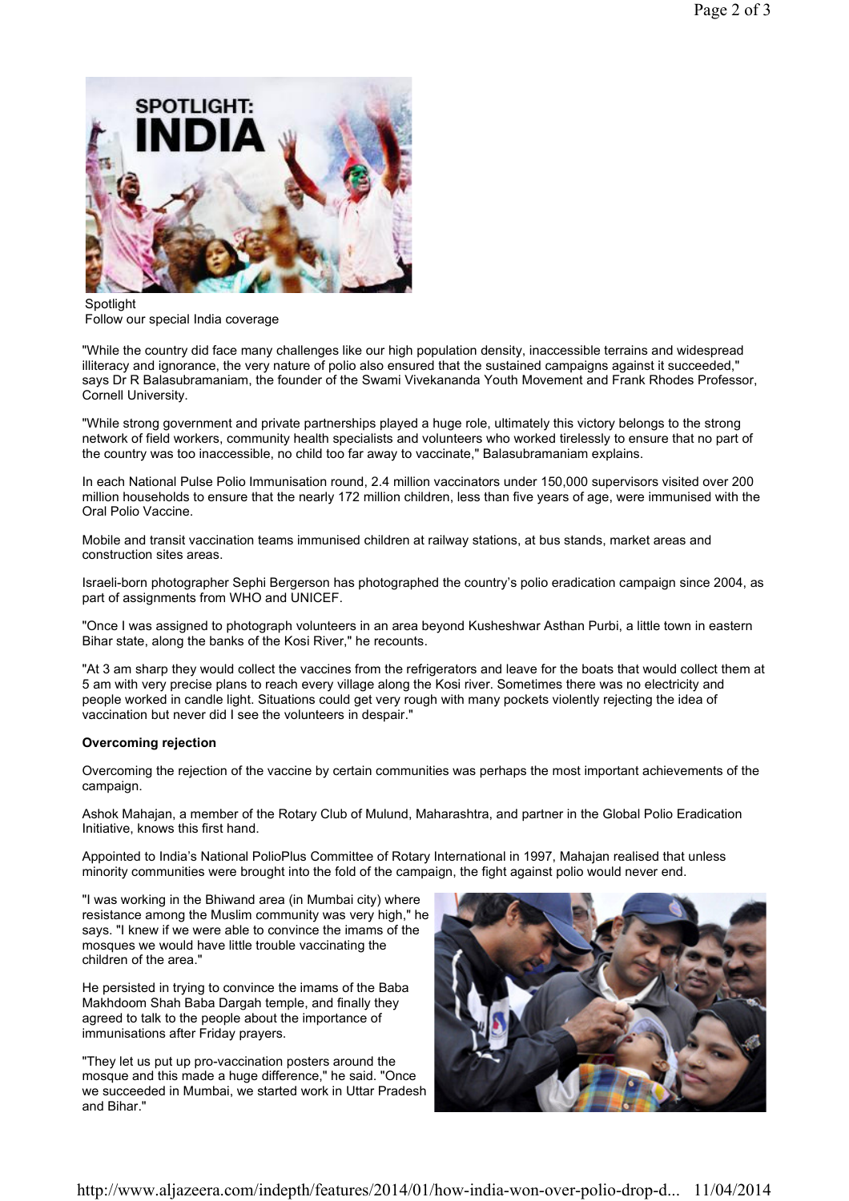Spotlight
Follow our special India coverage

"While the country did face many challenges like our high population density, inaccessible terrains and widespread illiteracy and ignorance, the very nature of polio also ensured that the sustained campaigns against it succeeded," says Dr R Balasubramaniam, the founder of the Swami Vivekananda Youth Movement and Frank Rhodes Professor, Cornell University.

"While strong government and private partnerships played a huge role, ultimately this victory belongs to the strong network of field workers, community health specialists and volunteers who worked tirelessly to ensure that no part of the country was too inaccessible, no child too far away to vaccinate," Balasubramaniam explains.

In each National Pulse Polio Immunisation round, 2.4 million vaccinators under 150,000 supervisors visited over 200 million households to ensure that the nearly 172 million children, less than five years of age, were immunised with the Oral Polio Vaccine.

Mobile and transit vaccination teams immunised children at railway stations, at bus stands, market areas and construction sites areas.

Israeli-born photographer Sephi Bergerson has photographed the country's polio eradication campaign since 2004, as part of assignments from WHO and UNICEF.

"Once I was assigned to photograph volunteers in an area beyond Kusheshwar Asthan Purbi, a little town in eastern Bihar state, along the banks of the Kosi River," he recounts.

"At 3 am sharp they would collect the vaccines from the refrigerators and leave for the boats that would collect them at 5 am with very precise plans to reach every village along the Kosi river. Sometimes there was no electricity and people worked in candle light. Situations could get very rough with many pockets violently rejecting the idea of vaccination but never did I see the volunteers in despair."

**Overcoming rejection**

Overcoming the rejection of the vaccine by certain communities was perhaps the most important achievements of the campaign.

Ashok Mahajan, a member of the Rotary Club of Mulund, Maharashtra, and partner in the Global Polio Eradication Initiative, knows this first hand.

Appointed to India's National PolioPlus Committee of Rotary International in 1997, Mahajan realised that unless minority communities were brought into the fold of the campaign, the fight against polio would never end.

"I was working in the Bhiwand area (in Mumbai city) where resistance among the Muslim community was very high," he says. "I knew if we were able to convince the imams of the mosques we would have little trouble vaccinating the children of the area."

He persisted in trying to convince the imams of the Baba Makhdoom Shah Baba Dargah temple, and finally they agreed to talk to the people about the importance of immunisations after Friday prayers.

"They let us put up pro-vaccination posters around the mosque and this made a huge difference," he said. "Once we succeeded in Mumbai, we started work in Uttar Pradesh and Bihar."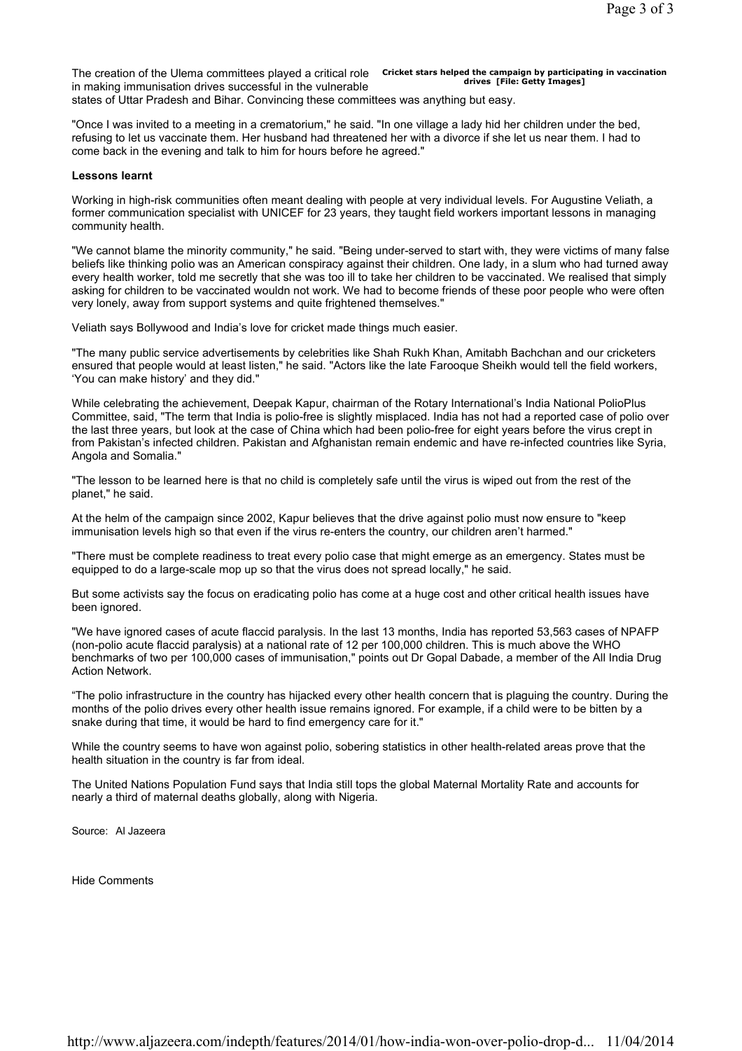The creation of the Ulema committees played a critical role in making immunisation drives successful in the vulnerable states of Uttar Pradesh and Bihar. Convincing these committees was anything but easy.

**Cricket stars helped the campaign by participating in vaccination drives [File: Getty Images]**

"Once I was invited to a meeting in a crematorium," he said. "In one village a lady hid her children under the bed, refusing to let us vaccinate them. Her husband had threatened her with a divorce if she let us near them. I had to come back in the evening and talk to him for hours before he agreed."

**Lessons learnt**

Working in high-risk communities often meant dealing with people at very individual levels. For Augustine Veliath, a former communication specialist with UNICEF for 23 years, they taught field workers important lessons in managing community health.

"We cannot blame the minority community," he said. "Being under-served to start with, they were victims of many false beliefs like thinking polio was an American conspiracy against their children. One lady, in a slum who had turned away every health worker, told me secretly that she was too ill to take her children to be vaccinated. We realised that simply asking for children to be vaccinated wouldn not work. We had to become friends of these poor people who were often very lonely, away from support systems and quite frightened themselves."

Veliath says Bollywood and India's love for cricket made things much easier.

"The many public service advertisements by celebrities like Shah Rukh Khan, Amitabh Bachchan and our cricketers ensured that people would at least listen," he said. "Actors like the late Farooque Sheikh would tell the field workers, 'You can make history' and they did."

While celebrating the achievement, Deepak Kapur, chairman of the Rotary International's India National PolioPlus Committee, said, "The term that India is polio-free is slightly misplaced. India has not had a reported case of polio over the last three years, but look at the case of China which had been polio-free for eight years before the virus crept in from Pakistan's infected children. Pakistan and Afghanistan remain endemic and have re-infected countries like Syria, Angola and Somalia."

"The lesson to be learned here is that no child is completely safe until the virus is wiped out from the rest of the planet," he said.

At the helm of the campaign since 2002, Kapur believes that the drive against polio must now ensure to "keep immunisation levels high so that even if the virus re-enters the country, our children aren't harmed."

"There must be complete readiness to treat every polio case that might emerge as an emergency. States must be equipped to do a large-scale mop up so that the virus does not spread locally," he said.

But some activists say the focus on eradicating polio has come at a huge cost and other critical health issues have been ignored.

"We have ignored cases of acute flaccid paralysis. In the last 13 months, India has reported 53,563 cases of NPAFP (non-polio acute flaccid paralysis) at a national rate of 12 per 100,000 children. This is much above the WHO benchmarks of two per 100,000 cases of immunisation," points out Dr Gopal Dabade, a member of the All India Drug Action Network.

"The polio infrastructure in the country has hijacked every other health concern that is plaguing the country. During the months of the polio drives every other health issue remains ignored. For example, if a child were to be bitten by a snake during that time, it would be hard to find emergency care for it."

While the country seems to have won against polio, sobering statistics in other health-related areas prove that the health situation in the country is far from ideal.

The United Nations Population Fund says that India still tops the global Maternal Mortality Rate and accounts for nearly a third of maternal deaths globally, along with Nigeria.

Source: Al Jazeera

Hide Comments